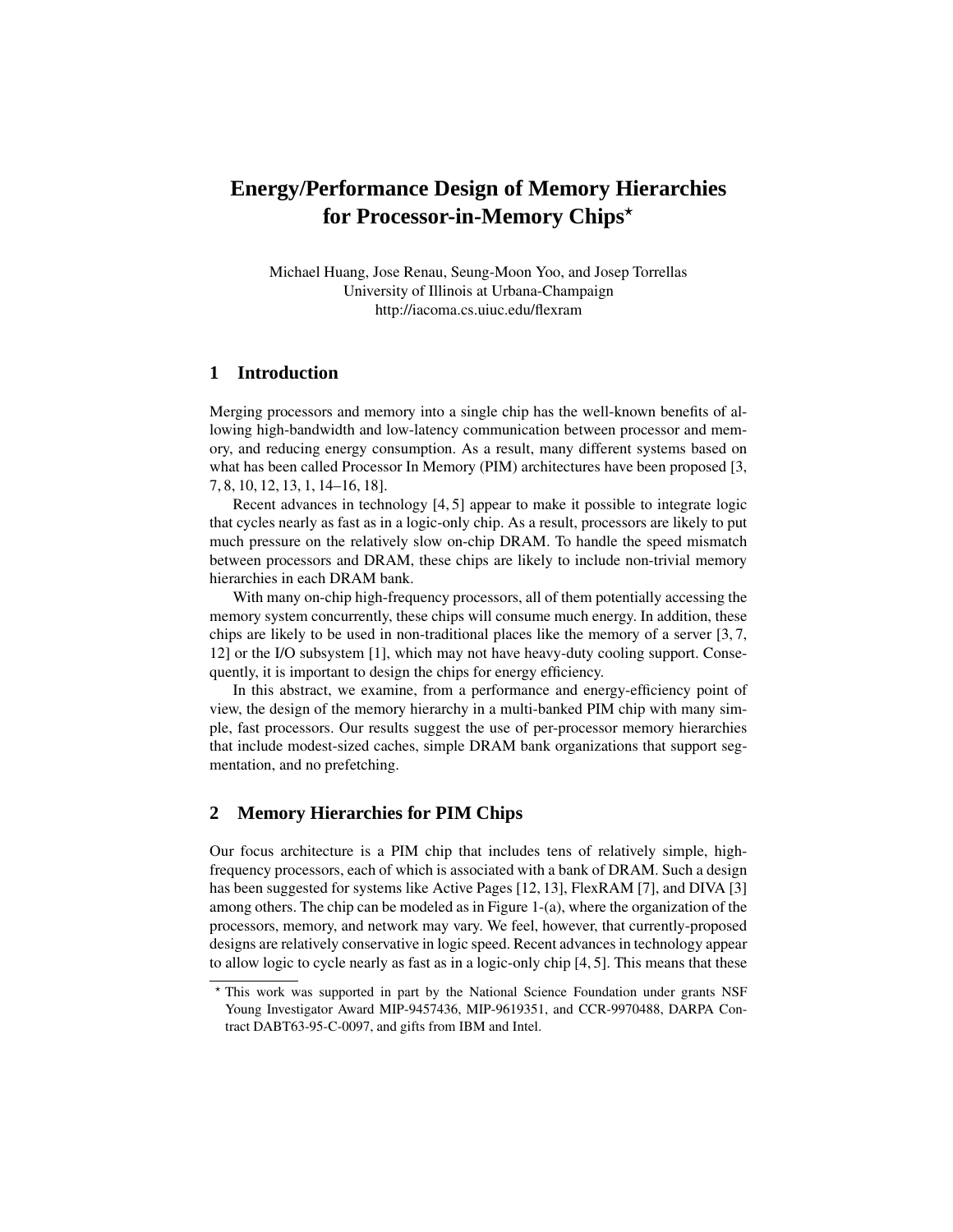# Energy/Performance Design of Memory Hierarchies for Processor-in-Memory Chips*

Michael Huang, Jose Renau, Seung-Moon Yoo, and Josep Torrellas
University of Illinois at Urbana-Champaign
http://iacoma.cs.uiuc.edu/flexram

## 1 Introduction

Merging processors and memory into a single chip has the well-known benefits of allowing high-bandwidth and low-latency communication between processor and memory, and reducing energy consumption. As a result, many different systems based on what has been called Processor In Memory (PIM) architectures have been proposed [3, 7, 8, 10, 12, 13, 1, 14–16, 18].

Recent advances in technology [4, 5] appear to make it possible to integrate logic that cycles nearly as fast as in a logic-only chip. As a result, processors are likely to put much pressure on the relatively slow on-chip DRAM. To handle the speed mismatch between processors and DRAM, these chips are likely to include non-trivial memory hierarchies in each DRAM bank.

With many on-chip high-frequency processors, all of them potentially accessing the memory system concurrently, these chips will consume much energy. In addition, these chips are likely to be used in non-traditional places like the memory of a server [3, 7, 12] or the I/O subsystem [1], which may not have heavy-duty cooling support. Consequently, it is important to design the chips for energy efficiency.

In this abstract, we examine, from a performance and energy-efficiency point of view, the design of the memory hierarchy in a multi-banked PIM chip with many simple, fast processors. Our results suggest the use of per-processor memory hierarchies that include modest-sized caches, simple DRAM bank organizations that support segmentation, and no prefetching.

## 2 Memory Hierarchies for PIM Chips

Our focus architecture is a PIM chip that includes tens of relatively simple, high-frequency processors, each of which is associated with a bank of DRAM. Such a design has been suggested for systems like Active Pages [12, 13], FlexRAM [7], and DIVA [3] among others. The chip can be modeled as in Figure 1-(a), where the organization of the processors, memory, and network may vary. We feel, however, that currently-proposed designs are relatively conservative in logic speed. Recent advances in technology appear to allow logic to cycle nearly as fast as in a logic-only chip [4, 5]. This means that these

* This work was supported in part by the National Science Foundation under grants NSF Young Investigator Award MIP-9457436, MIP-9619351, and CCR-9970488, DARPA Contract DABT63-95-C-0097, and gifts from IBM and Intel.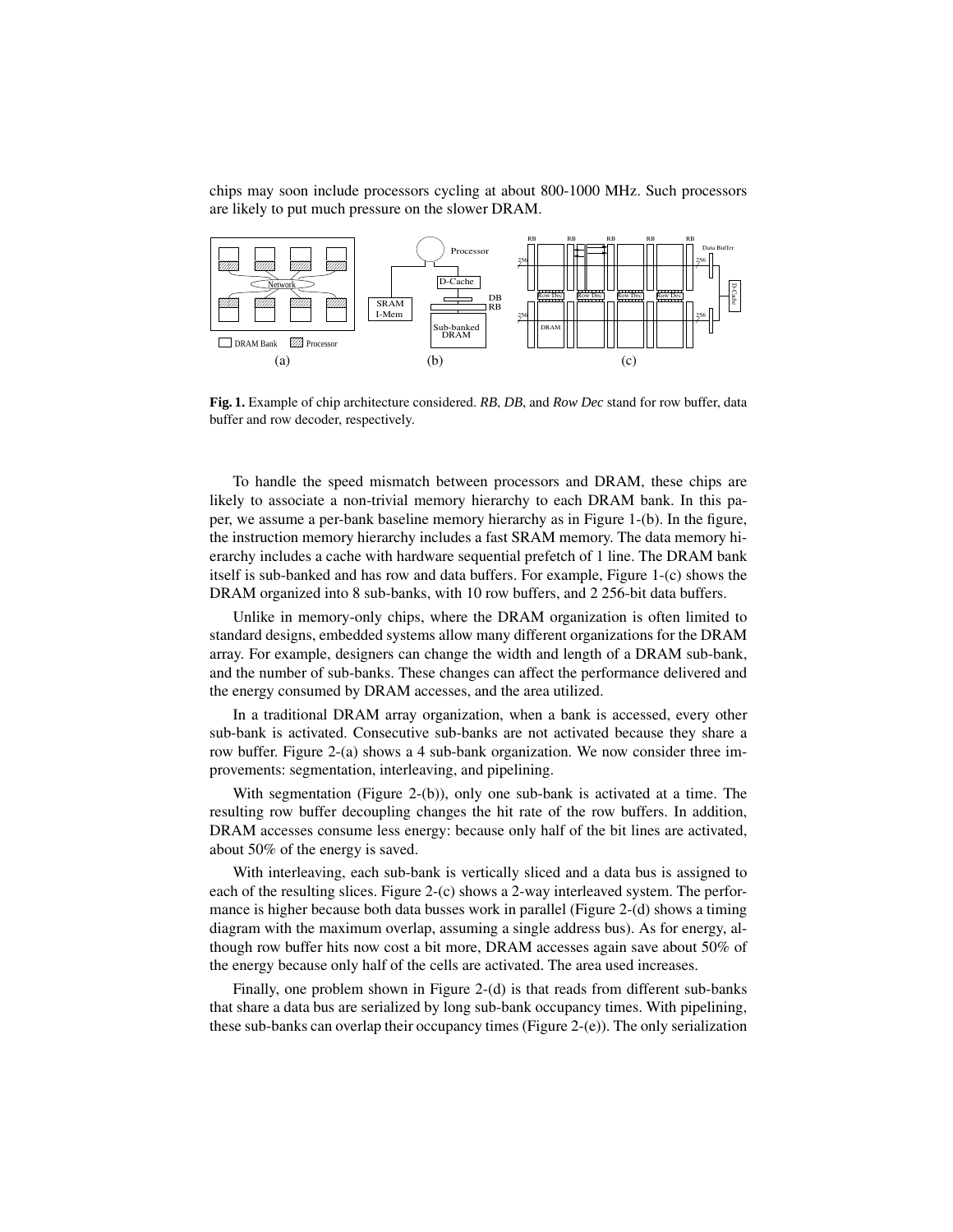chips may soon include processors cycling at about 800-1000 MHz. Such processors are likely to put much pressure on the slower DRAM.

**Fig. 1.** Example of chip architecture considered. *RB*, *DB*, and *Row Dec* stand for row buffer, data buffer and row decoder, respectively.

To handle the speed mismatch between processors and DRAM, these chips are likely to associate a non-trivial memory hierarchy to each DRAM bank. In this paper, we assume a per-bank baseline memory hierarchy as in Figure 1-(b). In the figure, the instruction memory hierarchy includes a fast SRAM memory. The data memory hierarchy includes a cache with hardware sequential prefetch of 1 line. The DRAM bank itself is sub-banked and has row and data buffers. For example, Figure 1-(c) shows the DRAM organized into 8 sub-banks, with 10 row buffers, and 2 256-bit data buffers.

Unlike in memory-only chips, where the DRAM organization is often limited to standard designs, embedded systems allow many different organizations for the DRAM array. For example, designers can change the width and length of a DRAM sub-bank, and the number of sub-banks. These changes can affect the performance delivered and the energy consumed by DRAM accesses, and the area utilized.

In a traditional DRAM array organization, when a bank is accessed, every other sub-bank is activated. Consecutive sub-banks are not activated because they share a row buffer. Figure 2-(a) shows a 4 sub-bank organization. We now consider three improvements: segmentation, interleaving, and pipelining.

With segmentation (Figure 2-(b)), only one sub-bank is activated at a time. The resulting row buffer decoupling changes the hit rate of the row buffers. In addition, DRAM accesses consume less energy: because only half of the bit lines are activated, about 50% of the energy is saved.

With interleaving, each sub-bank is vertically sliced and a data bus is assigned to each of the resulting slices. Figure 2-(c) shows a 2-way interleaved system. The performance is higher because both data busses work in parallel (Figure 2-(d) shows a timing diagram with the maximum overlap, assuming a single address bus). As for energy, although row buffer hits now cost a bit more, DRAM accesses again save about 50% of the energy because only half of the cells are activated. The area used increases.

Finally, one problem shown in Figure 2-(d) is that reads from different sub-banks that share a data bus are serialized by long sub-bank occupancy times. With pipelining, these sub-banks can overlap their occupancy times (Figure 2-(e)). The only serialization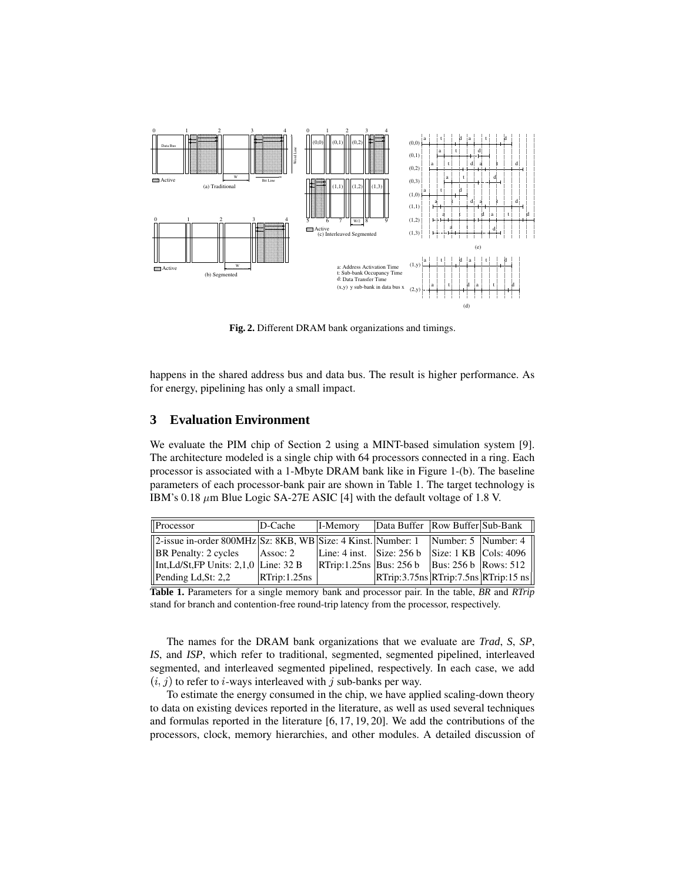**Fig. 2.** Different DRAM bank organizations and timings.

happens in the shared address bus and data bus. The result is higher performance. As for energy, pipelining has only a small impact.

## 3 Evaluation Environment

We evaluate the PIM chip of Section 2 using a MINT-based simulation system [9]. The architecture modeled is a single chip with 64 processors connected in a ring. Each processor is associated with a 1-Mbyte DRAM bank like in Figure 1-(b). The baseline parameters of each processor-bank pair are shown in Table 1. The target technology is IBM's 0.18 $\mu$m Blue Logic SA-27E ASIC [4] with the default voltage of 1.8 V.

| Processor | D-Cache | I-Memory | Data Buffer | Row Buffer | Sub-Bank |
|---|---|---|---|---|---|
| 2-issue in-order 800MHz | Sz: 8KB, WB | Size: 4 Kinst. | Number: 1 | Number: 5 | Number: 4 |
| BR Penalty: 2 cycles | Assoc: 2 | Line: 4 inst. | Size: 256 b | Size: 1 KB | Cols: 4096 |
| Int,Ld/St,FP Units: 2,1,0 | Line: 32 B | RTrip:1.25ns | Bus: 256 b | Bus: 256 b | Rows: 512 |
| Pending Ld,St: 2,2 | RTrip:1.25ns | | RTrip:3.75ns | RTrip:7.5ns | RTrip:15 ns |

**Table 1.** Parameters for a single memory bank and processor pair. In the table, *BR* and *RTrip* stand for branch and contention-free round-trip latency from the processor, respectively.

The names for the DRAM bank organizations that we evaluate are *Trad*, *S*, *SP*, *IS*, and *ISP*, which refer to traditional, segmented, segmented pipelined, interleaved segmented, and interleaved segmented pipelined, respectively. In each case, we add $(i, j)$ to refer to $i$-ways interleaved with $j$ sub-banks per way.

To estimate the energy consumed in the chip, we have applied scaling-down theory to data on existing devices reported in the literature, as well as used several techniques and formulas reported in the literature [6, 17, 19, 20]. We add the contributions of the processors, clock, memory hierarchies, and other modules. A detailed discussion of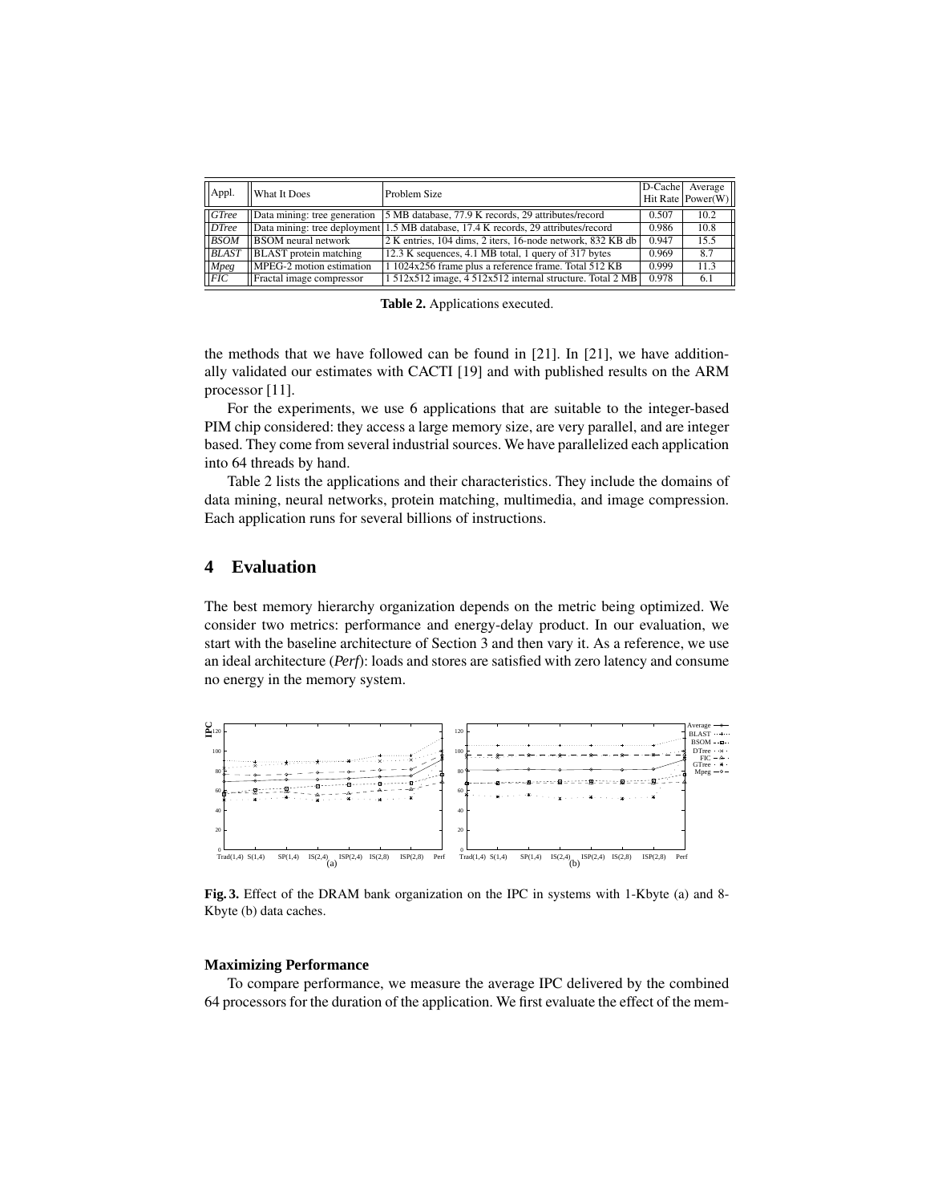| Appl. | What It Does | Problem Size | D-Cache Hit Rate | Average Power(W) |
|---|---|---|---|---|
| *GTree* | Data mining: tree generation | 5 MB database, 77.9 K records, 29 attributes/record | 0.507 | 10.2 |
| *DTree* | Data mining: tree deployment | 1.5 MB database, 17.4 K records, 29 attributes/record | 0.986 | 10.8 |
| *BSOM* | BSOM neural network | 2 K entries, 104 dims, 2 iters, 16-node network, 832 KB db | 0.947 | 15.5 |
| *BLAST* | BLAST protein matching | 12.3 K sequences, 4.1 MB total, 1 query of 317 bytes | 0.969 | 8.7 |
| *Mpeg* | MPEG-2 motion estimation | 1 1024x256 frame plus a reference frame. Total 512 KB | 0.999 | 11.3 |
| *FIC* | Fractal image compressor | 1 512x512 image, 4 512x512 internal structure. Total 2 MB | 0.978 | 6.1 |

**Table 2.** Applications executed.

the methods that we have followed can be found in [21]. In [21], we have additionally validated our estimates with CACTI [19] and with published results on the ARM processor [11].

For the experiments, we use 6 applications that are suitable to the integer-based PIM chip considered: they access a large memory size, are very parallel, and are integer based. They come from several industrial sources. We have parallelized each application into 64 threads by hand.

Table 2 lists the applications and their characteristics. They include the domains of data mining, neural networks, protein matching, multimedia, and image compression. Each application runs for several billions of instructions.

## 4 Evaluation

The best memory hierarchy organization depends on the metric being optimized. We consider two metrics: performance and energy-delay product. In our evaluation, we start with the baseline architecture of Section 3 and then vary it. As a reference, we use an ideal architecture (*Perf*): loads and stores are satisfied with zero latency and consume no energy in the memory system.

**Fig. 3.** Effect of the DRAM bank organization on the IPC in systems with 1-Kbyte (a) and 8-Kbyte (b) data caches.

#### Maximizing Performance

To compare performance, we measure the average IPC delivered by the combined 64 processors for the duration of the application. We first evaluate the effect of the mem-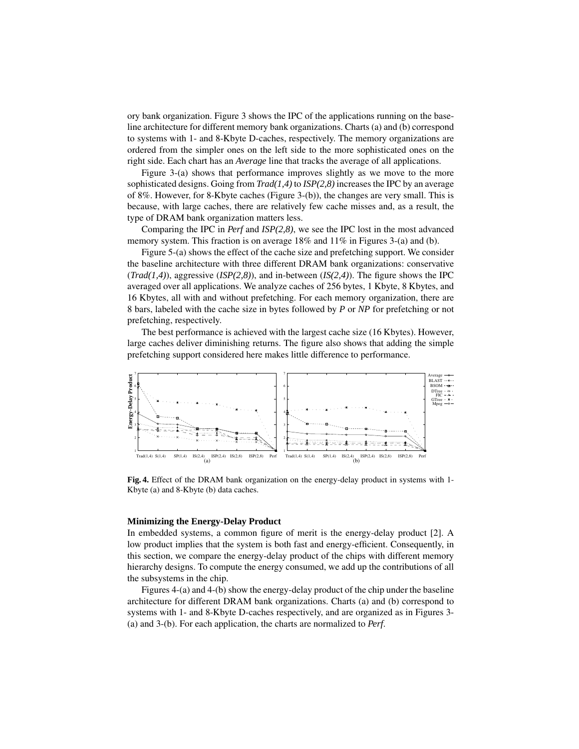ory bank organization. Figure 3 shows the IPC of the applications running on the baseline architecture for different memory bank organizations. Charts (a) and (b) correspond to systems with 1- and 8-Kbyte D-caches, respectively. The memory organizations are ordered from the simpler ones on the left side to the more sophisticated ones on the right side. Each chart has an *Average* line that tracks the average of all applications.

Figure 3-(a) shows that performance improves slightly as we move to the more sophisticated designs. Going from *Trad(1,4)* to *ISP(2,8)* increases the IPC by an average of 8%. However, for 8-Kbyte caches (Figure 3-(b)), the changes are very small. This is because, with large caches, there are relatively few cache misses and, as a result, the type of DRAM bank organization matters less.

Comparing the IPC in *Perf* and *ISP(2,8)*, we see the IPC lost in the most advanced memory system. This fraction is on average 18% and 11% in Figures 3-(a) and (b).

Figure 5-(a) shows the effect of the cache size and prefetching support. We consider the baseline architecture with three different DRAM bank organizations: conservative (*Trad(1,4)*), aggressive (*ISP(2,8)*), and in-between (*IS(2,4)*). The figure shows the IPC averaged over all applications. We analyze caches of 256 bytes, 1 Kbyte, 8 Kbytes, and 16 Kbytes, all with and without prefetching. For each memory organization, there are 8 bars, labeled with the cache size in bytes followed by *P* or *NP* for prefetching or not prefetching, respectively.

The best performance is achieved with the largest cache size (16 Kbytes). However, large caches deliver diminishing returns. The figure also shows that adding the simple prefetching support considered here makes little difference to performance.

**Fig. 4.** Effect of the DRAM bank organization on the energy-delay product in systems with 1-Kbyte (a) and 8-Kbyte (b) data caches.

**Minimizing the Energy-Delay Product**

In embedded systems, a common figure of merit is the energy-delay product [2]. A low product implies that the system is both fast and energy-efficient. Consequently, in this section, we compare the energy-delay product of the chips with different memory hierarchy designs. To compute the energy consumed, we add up the contributions of all the subsystems in the chip.

Figures 4-(a) and 4-(b) show the energy-delay product of the chip under the baseline architecture for different DRAM bank organizations. Charts (a) and (b) correspond to systems with 1- and 8-Kbyte D-caches respectively, and are organized as in Figures 3-(a) and 3-(b). For each application, the charts are normalized to *Perf*.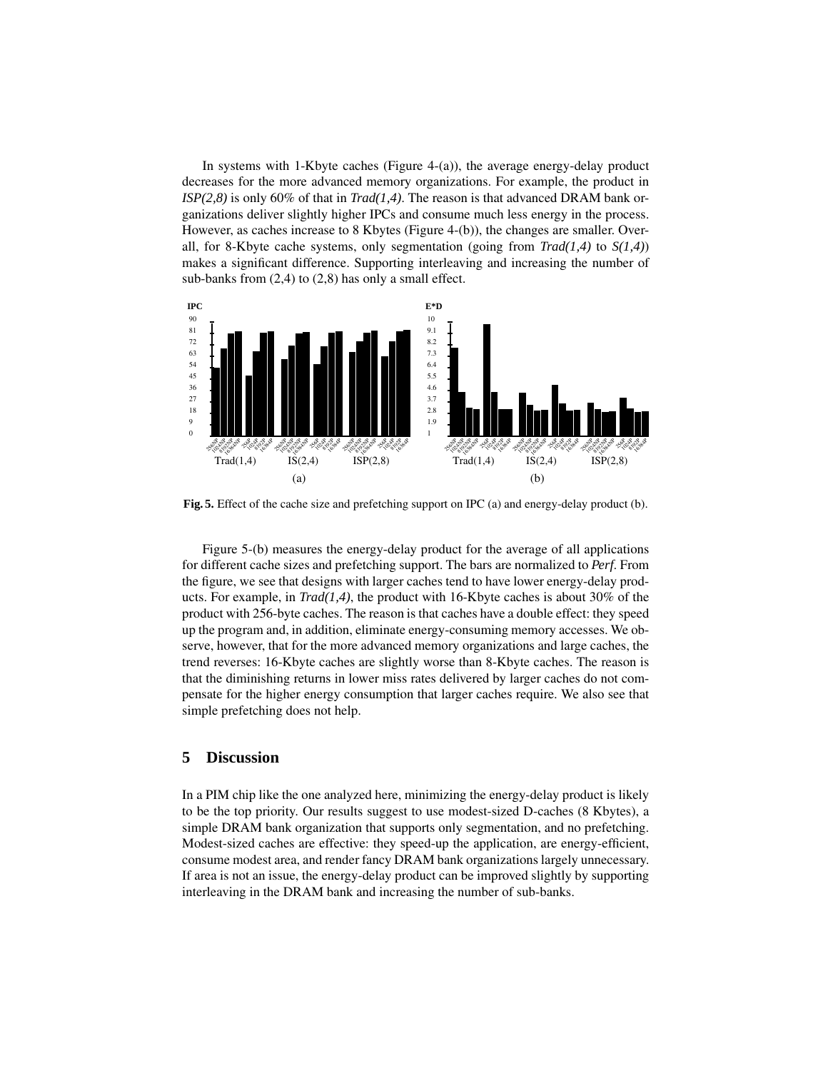In systems with 1-Kbyte caches (Figure 4-(a)), the average energy-delay product decreases for the more advanced memory organizations. For example, the product in *ISP(2,8)* is only 60% of that in *Trad(1,4)*. The reason is that advanced DRAM bank organizations deliver slightly higher IPCs and consume much less energy in the process. However, as caches increase to 8 Kbytes (Figure 4-(b)), the changes are smaller. Overall, for 8-Kbyte cache systems, only segmentation (going from *Trad(1,4)* to *S(1,4)*) makes a significant difference. Supporting interleaving and increasing the number of sub-banks from (2,4) to (2,8) has only a small effect.

**Fig. 5.** Effect of the cache size and prefetching support on IPC (a) and energy-delay product (b).

Figure 5-(b) measures the energy-delay product for the average of all applications for different cache sizes and prefetching support. The bars are normalized to *Perf*. From the figure, we see that designs with larger caches tend to have lower energy-delay products. For example, in *Trad(1,4)*, the product with 16-Kbyte caches is about 30% of the product with 256-byte caches. The reason is that caches have a double effect: they speed up the program and, in addition, eliminate energy-consuming memory accesses. We observe, however, that for the more advanced memory organizations and large caches, the trend reverses: 16-Kbyte caches are slightly worse than 8-Kbyte caches. The reason is that the diminishing returns in lower miss rates delivered by larger caches do not compensate for the higher energy consumption that larger caches require. We also see that simple prefetching does not help.

## 5 Discussion

In a PIM chip like the one analyzed here, minimizing the energy-delay product is likely to be the top priority. Our results suggest to use modest-sized D-caches (8 Kbytes), a simple DRAM bank organization that supports only segmentation, and no prefetching. Modest-sized caches are effective: they speed-up the application, are energy-efficient, consume modest area, and render fancy DRAM bank organizations largely unnecessary. If area is not an issue, the energy-delay product can be improved slightly by supporting interleaving in the DRAM bank and increasing the number of sub-banks.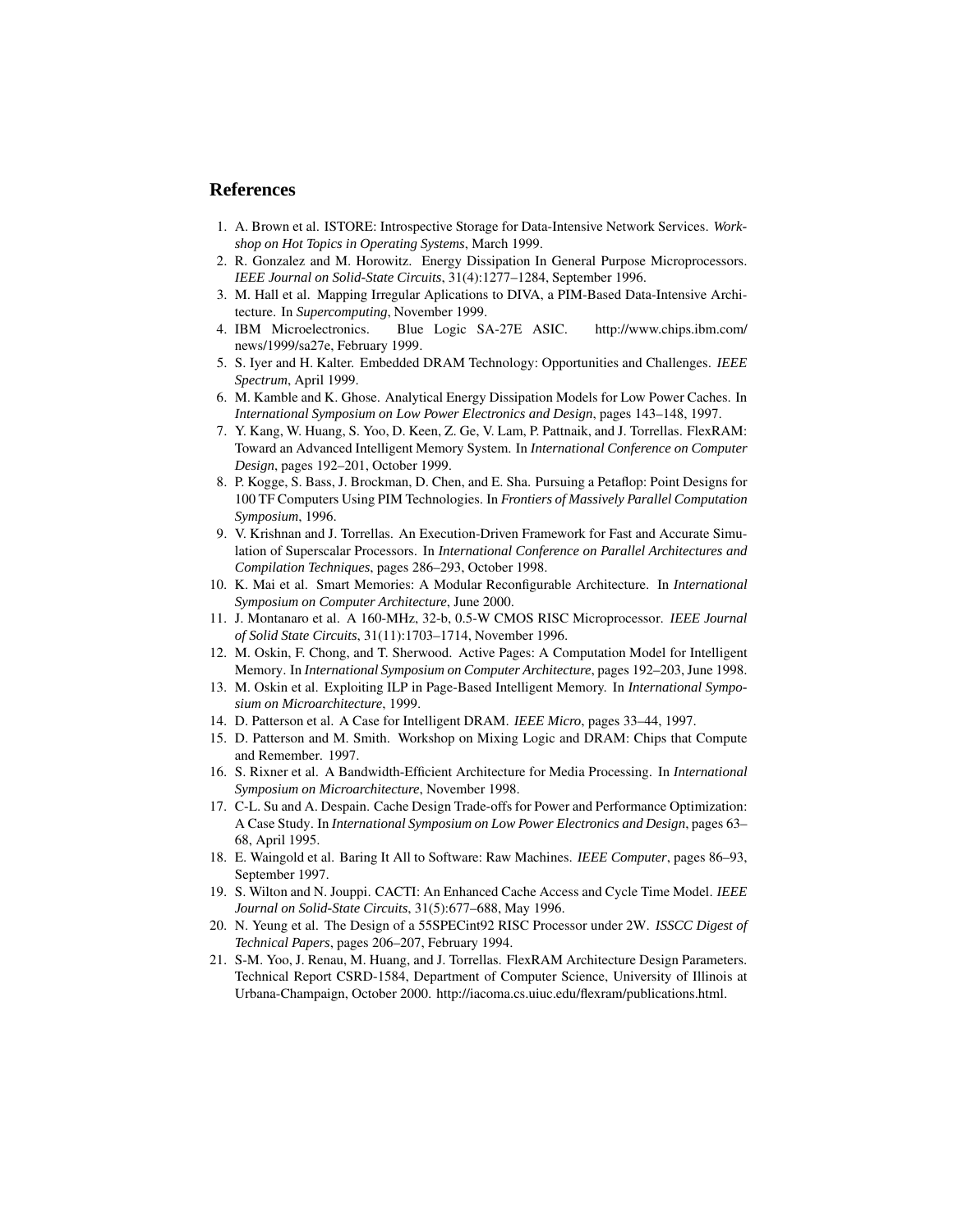## References

1. A. Brown et al. ISTORE: Introspective Storage for Data-Intensive Network Services. *Workshop on Hot Topics in Operating Systems*, March 1999.
2. R. Gonzalez and M. Horowitz. Energy Dissipation In General Purpose Microprocessors. *IEEE Journal on Solid-State Circuits*, 31(4):1277–1284, September 1996.
3. M. Hall et al. Mapping Irregular Aplications to DIVA, a PIM-Based Data-Intensive Architecture. In *Supercomputing*, November 1999.
4. IBM Microelectronics. Blue Logic SA-27E ASIC. http://www.chips.ibm.com/news/1999/sa27e, February 1999.
5. S. Iyer and H. Kalter. Embedded DRAM Technology: Opportunities and Challenges. *IEEE Spectrum*, April 1999.
6. M. Kamble and K. Ghose. Analytical Energy Dissipation Models for Low Power Caches. In *International Symposium on Low Power Electronics and Design*, pages 143–148, 1997.
7. Y. Kang, W. Huang, S. Yoo, D. Keen, Z. Ge, V. Lam, P. Pattnaik, and J. Torrellas. FlexRAM: Toward an Advanced Intelligent Memory System. In *International Conference on Computer Design*, pages 192–201, October 1999.
8. P. Kogge, S. Bass, J. Brockman, D. Chen, and E. Sha. Pursuing a Petaflop: Point Designs for 100 TF Computers Using PIM Technologies. In *Frontiers of Massively Parallel Computation Symposium*, 1996.
9. V. Krishnan and J. Torrellas. An Execution-Driven Framework for Fast and Accurate Simulation of Superscalar Processors. In *International Conference on Parallel Architectures and Compilation Techniques*, pages 286–293, October 1998.
10. K. Mai et al. Smart Memories: A Modular Reconfigurable Architecture. In *International Symposium on Computer Architecture*, June 2000.
11. J. Montanaro et al. A 160-MHz, 32-b, 0.5-W CMOS RISC Microprocessor. *IEEE Journal of Solid State Circuits*, 31(11):1703–1714, November 1996.
12. M. Oskin, F. Chong, and T. Sherwood. Active Pages: A Computation Model for Intelligent Memory. In *International Symposium on Computer Architecture*, pages 192–203, June 1998.
13. M. Oskin et al. Exploiting ILP in Page-Based Intelligent Memory. In *International Symposium on Microarchitecture*, 1999.
14. D. Patterson et al. A Case for Intelligent DRAM. *IEEE Micro*, pages 33–44, 1997.
15. D. Patterson and M. Smith. Workshop on Mixing Logic and DRAM: Chips that Compute and Remember. 1997.
16. S. Rixner et al. A Bandwidth-Efficient Architecture for Media Processing. In *International Symposium on Microarchitecture*, November 1998.
17. C-L. Su and A. Despain. Cache Design Trade-offs for Power and Performance Optimization: A Case Study. In *International Symposium on Low Power Electronics and Design*, pages 63–68, April 1995.
18. E. Waingold et al. Baring It All to Software: Raw Machines. *IEEE Computer*, pages 86–93, September 1997.
19. S. Wilton and N. Jouppi. CACTI: An Enhanced Cache Access and Cycle Time Model. *IEEE Journal on Solid-State Circuits*, 31(5):677–688, May 1996.
20. N. Yeung et al. The Design of a 55SPECint92 RISC Processor under 2W. *ISSCC Digest of Technical Papers*, pages 206–207, February 1994.
21. S-M. Yoo, J. Renau, M. Huang, and J. Torrellas. FlexRAM Architecture Design Parameters. Technical Report CSRD-1584, Department of Computer Science, University of Illinois at Urbana-Champaign, October 2000. http://iacoma.cs.uiuc.edu/flexram/publications.html.